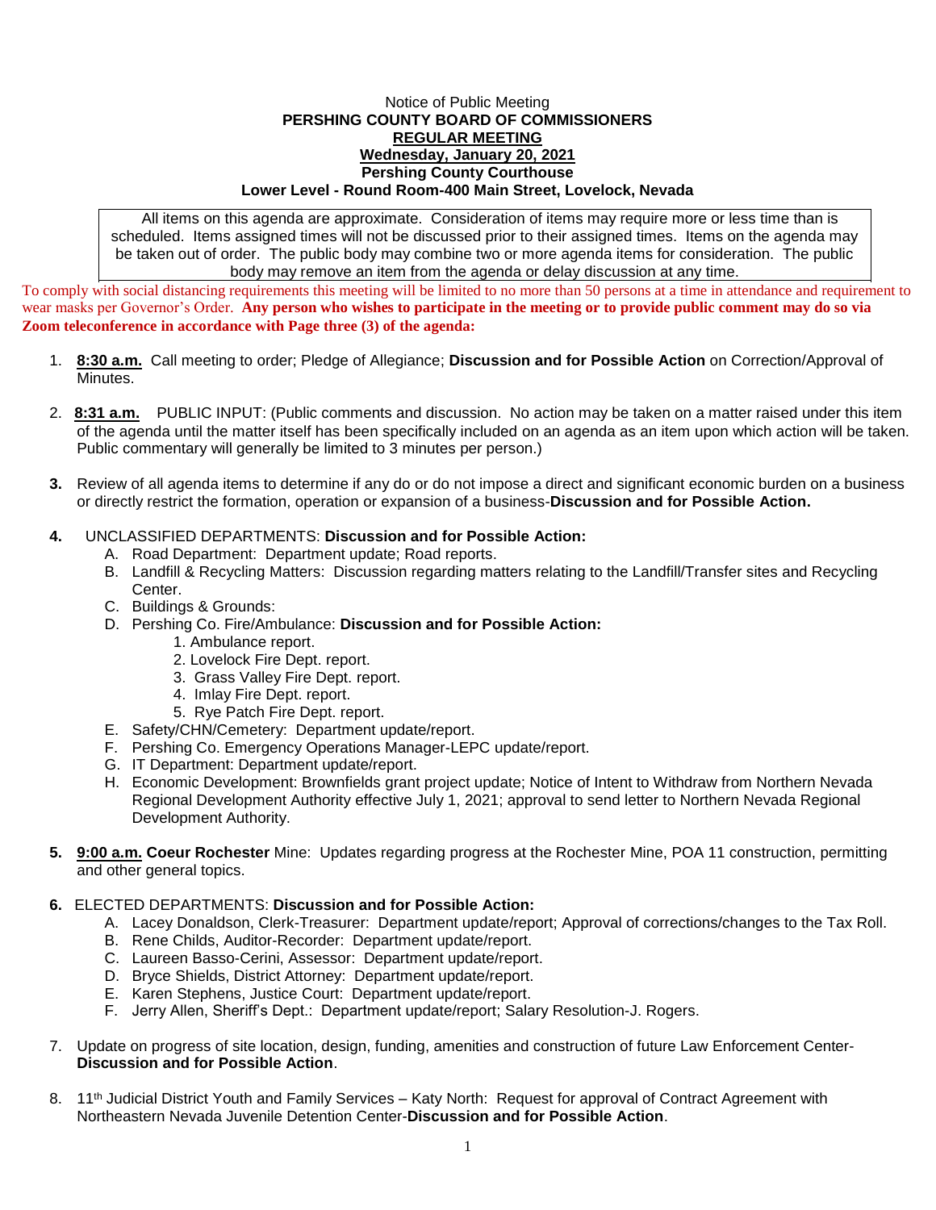Notice of Public Meeting

**PERSHING COUNTY BOARD OF COMMISSIONERS**

**REGULAR MEETING**

**Wednesday, January 20, 2021**

**Pershing County Courthouse**

**Lower Level - Round Room-400 Main Street, Lovelock, Nevada**

All items on this agenda are approximate. Consideration of items may require more or less time than is scheduled. Items assigned times will not be discussed prior to their assigned times. Items on the agenda may be taken out of order. The public body may combine two or more agenda items for consideration. The public body may remove an item from the agenda or delay discussion at any time.

To comply with social distancing requirements this meeting will be limited to no more than 50 persons at a time in attendance and requirement to wear masks per Governor's Order. **Any person who wishes to participate in the meeting or to provide public comment may do so via Zoom teleconference in accordance with Page three (3) of the agenda:**

1. **8:30 a.m.** Call meeting to order; Pledge of Allegiance; **Discussion and for Possible Action** on Correction/Approval of Minutes.

2. **8:31 a.m.** PUBLIC INPUT: (Public comments and discussion. No action may be taken on a matter raised under this item of the agenda until the matter itself has been specifically included on an agenda as an item upon which action will be taken. Public commentary will generally be limited to 3 minutes per person.)

3. Review of all agenda items to determine if any do or do not impose a direct and significant economic burden on a business or directly restrict the formation, operation or expansion of a business-**Discussion and for Possible Action.**

4. UNCLASSIFIED DEPARTMENTS: **Discussion and for Possible Action:**
   - A. Road Department: Department update; Road reports.
   - B. Landfill & Recycling Matters: Discussion regarding matters relating to the Landfill/Transfer sites and Recycling Center.
   - C. Buildings & Grounds:
   - D. Pershing Co. Fire/Ambulance: **Discussion and for Possible Action:**
     1. Ambulance report.
     2. Lovelock Fire Dept. report.
     3. Grass Valley Fire Dept. report.
     4. Imlay Fire Dept. report.
     5. Rye Patch Fire Dept. report.
   - E. Safety/CHN/Cemetery: Department update/report.
   - F. Pershing Co. Emergency Operations Manager-LEPC update/report.
   - G. IT Department: Department update/report.
   - H. Economic Development: Brownfields grant project update; Notice of Intent to Withdraw from Northern Nevada Regional Development Authority effective July 1, 2021; approval to send letter to Northern Nevada Regional Development Authority.

5. **9:00 a.m. Coeur Rochester** Mine: Updates regarding progress at the Rochester Mine, POA 11 construction, permitting and other general topics.

6. ELECTED DEPARTMENTS: **Discussion and for Possible Action:**
   - A. Lacey Donaldson, Clerk-Treasurer: Department update/report; Approval of corrections/changes to the Tax Roll.
   - B. Rene Childs, Auditor-Recorder: Department update/report.
   - C. Laureen Basso-Cerini, Assessor: Department update/report.
   - D. Bryce Shields, District Attorney: Department update/report.
   - E. Karen Stephens, Justice Court: Department update/report.
   - F. Jerry Allen, Sheriff's Dept.: Department update/report; Salary Resolution-J. Rogers.

7. Update on progress of site location, design, funding, amenities and construction of future Law Enforcement Center-**Discussion and for Possible Action**.

8. 11th Judicial District Youth and Family Services – Katy North: Request for approval of Contract Agreement with Northeastern Nevada Juvenile Detention Center-**Discussion and for Possible Action**.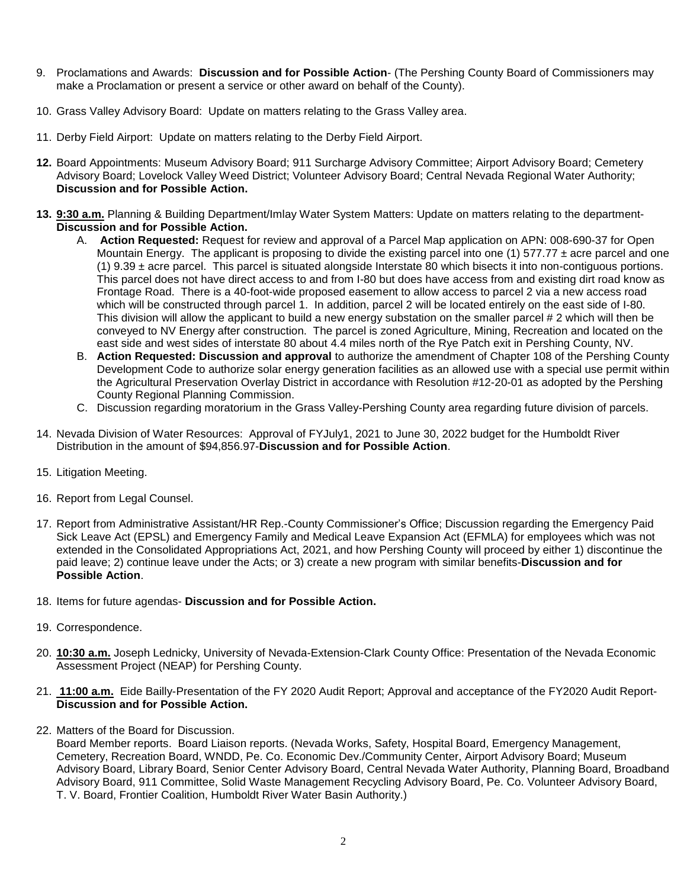9. Proclamations and Awards: **Discussion and for Possible Action**- (The Pershing County Board of Commissioners may make a Proclamation or present a service or other award on behalf of the County).

10. Grass Valley Advisory Board: Update on matters relating to the Grass Valley area.

11. Derby Field Airport: Update on matters relating to the Derby Field Airport.

12. Board Appointments: Museum Advisory Board; 911 Surcharge Advisory Committee; Airport Advisory Board; Cemetery Advisory Board; Lovelock Valley Weed District; Volunteer Advisory Board; Central Nevada Regional Water Authority; **Discussion and for Possible Action.**

13. **9:30 a.m.** Planning & Building Department/Imlay Water System Matters: Update on matters relating to the department- **Discussion and for Possible Action.**
    A. **Action Requested:** Request for review and approval of a Parcel Map application on APN: 008-690-37 for Open Mountain Energy. The applicant is proposing to divide the existing parcel into one (1) 577.77 ± acre parcel and one (1) 9.39 ± acre parcel. This parcel is situated alongside Interstate 80 which bisects it into non-contiguous portions. This parcel does not have direct access to and from I-80 but does have access from and existing dirt road know as Frontage Road. There is a 40-foot-wide proposed easement to allow access to parcel 2 via a new access road which will be constructed through parcel 1. In addition, parcel 2 will be located entirely on the east side of I-80. This division will allow the applicant to build a new energy substation on the smaller parcel # 2 which will then be conveyed to NV Energy after construction. The parcel is zoned Agriculture, Mining, Recreation and located on the east side and west sides of interstate 80 about 4.4 miles north of the Rye Patch exit in Pershing County, NV.
    B. **Action Requested: Discussion and approval** to authorize the amendment of Chapter 108 of the Pershing County Development Code to authorize solar energy generation facilities as an allowed use with a special use permit within the Agricultural Preservation Overlay District in accordance with Resolution #12-20-01 as adopted by the Pershing County Regional Planning Commission.
    C. Discussion regarding moratorium in the Grass Valley-Pershing County area regarding future division of parcels.

14. Nevada Division of Water Resources: Approval of FYJuly1, 2021 to June 30, 2022 budget for the Humboldt River Distribution in the amount of $94,856.97-**Discussion and for Possible Action**.

15. Litigation Meeting.

16. Report from Legal Counsel.

17. Report from Administrative Assistant/HR Rep.-County Commissioner's Office; Discussion regarding the Emergency Paid Sick Leave Act (EPSL) and Emergency Family and Medical Leave Expansion Act (EFMLA) for employees which was not extended in the Consolidated Appropriations Act, 2021, and how Pershing County will proceed by either 1) discontinue the paid leave; 2) continue leave under the Acts; or 3) create a new program with similar benefits-**Discussion and for Possible Action**.

18. Items for future agendas- **Discussion and for Possible Action.**

19. Correspondence.

20. **10:30 a.m.** Joseph Lednicky, University of Nevada-Extension-Clark County Office: Presentation of the Nevada Economic Assessment Project (NEAP) for Pershing County.

21. **11:00 a.m.** Eide Bailly-Presentation of the FY 2020 Audit Report; Approval and acceptance of the FY2020 Audit Report- **Discussion and for Possible Action.**

22. Matters of the Board for Discussion.
    Board Member reports. Board Liaison reports. (Nevada Works, Safety, Hospital Board, Emergency Management, Cemetery, Recreation Board, WNDD, Pe. Co. Economic Dev./Community Center, Airport Advisory Board; Museum Advisory Board, Library Board, Senior Center Advisory Board, Central Nevada Water Authority, Planning Board, Broadband Advisory Board, 911 Committee, Solid Waste Management Recycling Advisory Board, Pe. Co. Volunteer Advisory Board, T. V. Board, Frontier Coalition, Humboldt River Water Basin Authority.)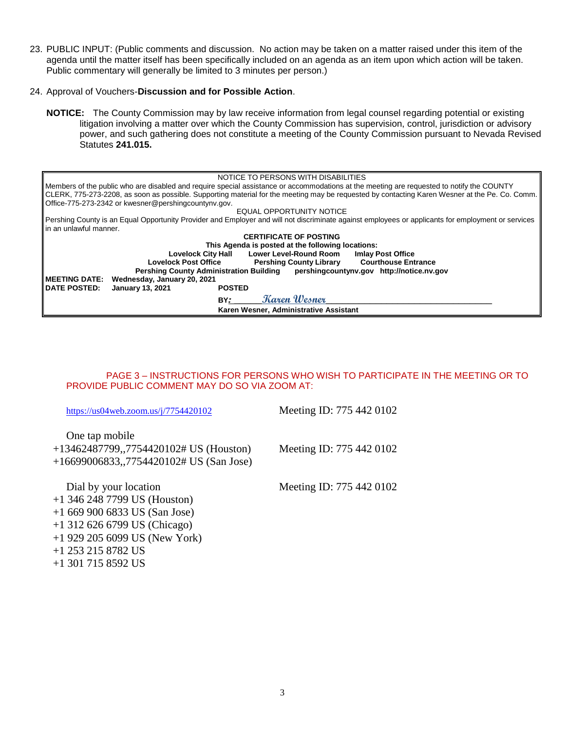23. PUBLIC INPUT: (Public comments and discussion. No action may be taken on a matter raised under this item of the agenda until the matter itself has been specifically included on an agenda as an item upon which action will be taken. Public commentary will generally be limited to 3 minutes per person.)

24. Approval of Vouchers-**Discussion and for Possible Action**.

**NOTICE:** The County Commission may by law receive information from legal counsel regarding potential or existing litigation involving a matter over which the County Commission has supervision, control, jurisdiction or advisory power, and such gathering does not constitute a meeting of the County Commission pursuant to Nevada Revised Statutes **241.015.**

NOTICE TO PERSONS WITH DISABILITIES

Members of the public who are disabled and require special assistance or accommodations at the meeting are requested to notify the COUNTY CLERK, 775-273-2208, as soon as possible. Supporting material for the meeting may be requested by contacting Karen Wesner at the Pe. Co. Comm. Office-775-273-2342 or kwesner@pershingcountynv.gov.

EQUAL OPPORTUNITY NOTICE

Pershing County is an Equal Opportunity Provider and Employer and will not discriminate against employees or applicants for employment or services in an unlawful manner.

**CERTIFICATE OF POSTING**

**This Agenda is posted at the following locations:**

**Lovelock City Hall Lower Level-Round Room Imlay Post Office**
**Lovelock Post Office Pershing County Library Courthouse Entrance**
**Pershing County Administration Building pershingcountynv.gov http://notice.nv.gov**

**MEETING DATE: Wednesday, January 20, 2021**
**DATE POSTED: January 13, 2021** **POSTED**

**BY:** *Karen Wesner*

**Karen Wesner, Administrative Assistant**

PAGE 3 – INSTRUCTIONS FOR PERSONS WHO WISH TO PARTICIPATE IN THE MEETING OR TO PROVIDE PUBLIC COMMENT MAY DO SO VIA ZOOM AT:

https://us04web.zoom.us/j/7754420102 Meeting ID: 775 442 0102

One tap mobile
+13462487799,,7754420102# US (Houston) Meeting ID: 775 442 0102
+16699006833,,7754420102# US (San Jose)

Dial by your location Meeting ID: 775 442 0102
+1 346 248 7799 US (Houston)
+1 669 900 6833 US (San Jose)
+1 312 626 6799 US (Chicago)
+1 929 205 6099 US (New York)
+1 253 215 8782 US
+1 301 715 8592 US